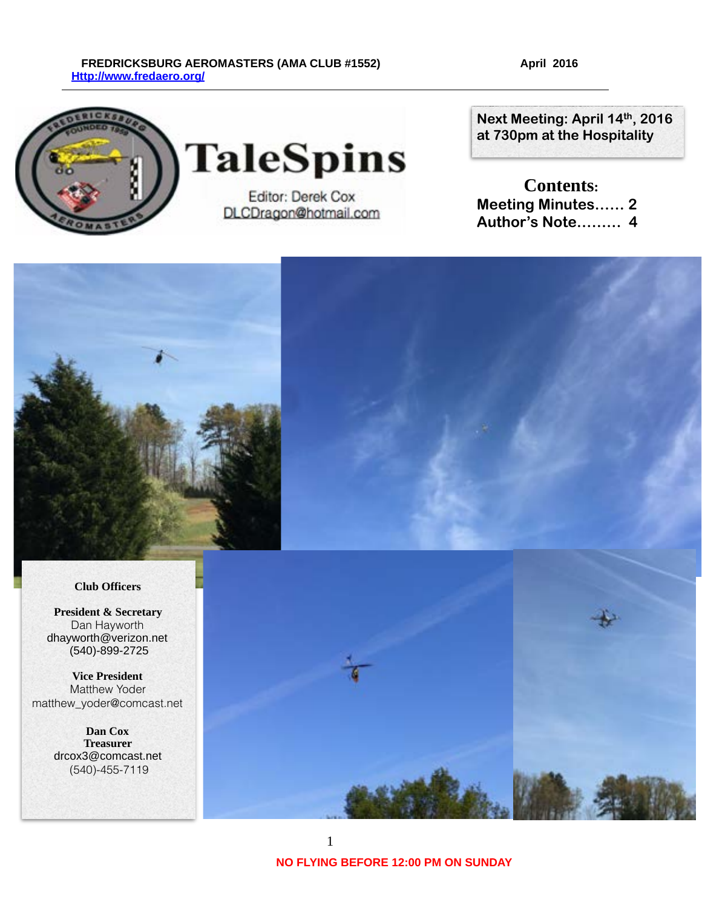**FREDRICKSBURG AEROMASTERS (AMA CLUB #1552)** **April 2016**
**Http://www.fredaero.org/**

# TaleSpins

Editor: Derek Cox
DLCDragon@hotmail.com

**Next Meeting: April 14th, 2016 at 730pm at the Hospitality**

**Contents:**
**Meeting Minutes...... 2**
**Author's Note......... 4**

**Club Officers**

**President & Secretary**
Dan Hayworth
dhayworth@verizon.net
(540)-899-2725

**Vice President**
Matthew Yoder
matthew_yoder@comcast.net

**Dan Cox**
**Treasurer**
drcox3@comcast.net
(540)-455-7119

**NO FLYING BEFORE 12:00 PM ON SUNDAY**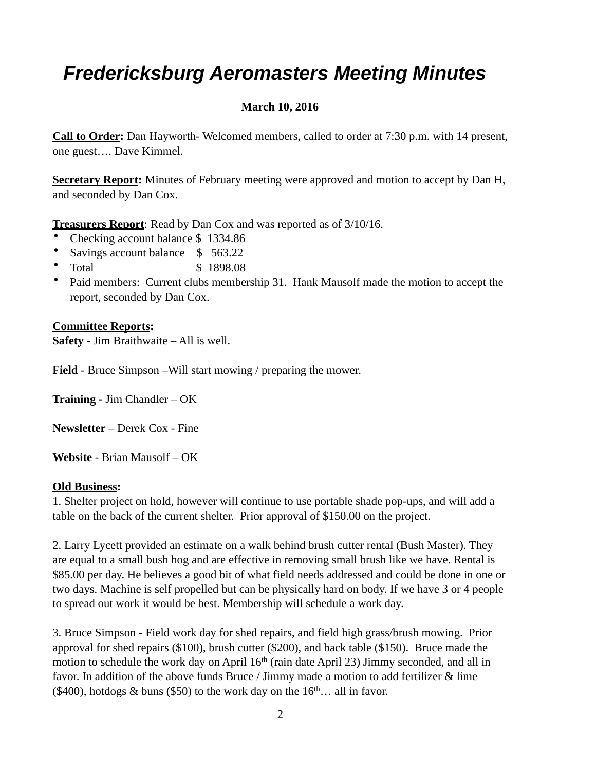# *Fredericksburg Aeromasters Meeting Minutes*

**March 10, 2016**

**Call to Order:** Dan Hayworth- Welcomed members, called to order at 7:30 p.m. with 14 present, one guest…. Dave Kimmel.

**Secretary Report:** Minutes of February meeting were approved and motion to accept by Dan H, and seconded by Dan Cox.

**Treasurers Report**: Read by Dan Cox and was reported as of 3/10/16.

- Checking account balance $ 1334.86
- Savings account balance $ 563.22
- Total $ 1898.08
- Paid members: Current clubs membership 31. Hank Mausolf made the motion to accept the report, seconded by Dan Cox.

**Committee Reports:**

**Safety** - Jim Braithwaite – All is well.

**Field** - Bruce Simpson –Will start mowing / preparing the mower.

**Training** - Jim Chandler – OK

**Newsletter** – Derek Cox - Fine

**Website** - Brian Mausolf – OK

**Old Business:**

1. Shelter project on hold, however will continue to use portable shade pop-ups, and will add a table on the back of the current shelter. Prior approval of $150.00 on the project.

2. Larry Lycett provided an estimate on a walk behind brush cutter rental (Bush Master). They are equal to a small bush hog and are effective in removing small brush like we have. Rental is $85.00 per day. He believes a good bit of what field needs addressed and could be done in one or two days. Machine is self propelled but can be physically hard on body. If we have 3 or 4 people to spread out work it would be best. Membership will schedule a work day.

3. Bruce Simpson - Field work day for shed repairs, and field high grass/brush mowing. Prior approval for shed repairs ($100), brush cutter ($200), and back table ($150). Bruce made the motion to schedule the work day on April 16th (rain date April 23) Jimmy seconded, and all in favor. In addition of the above funds Bruce / Jimmy made a motion to add fertilizer & lime ($400), hotdogs & buns ($50) to the work day on the 16th… all in favor.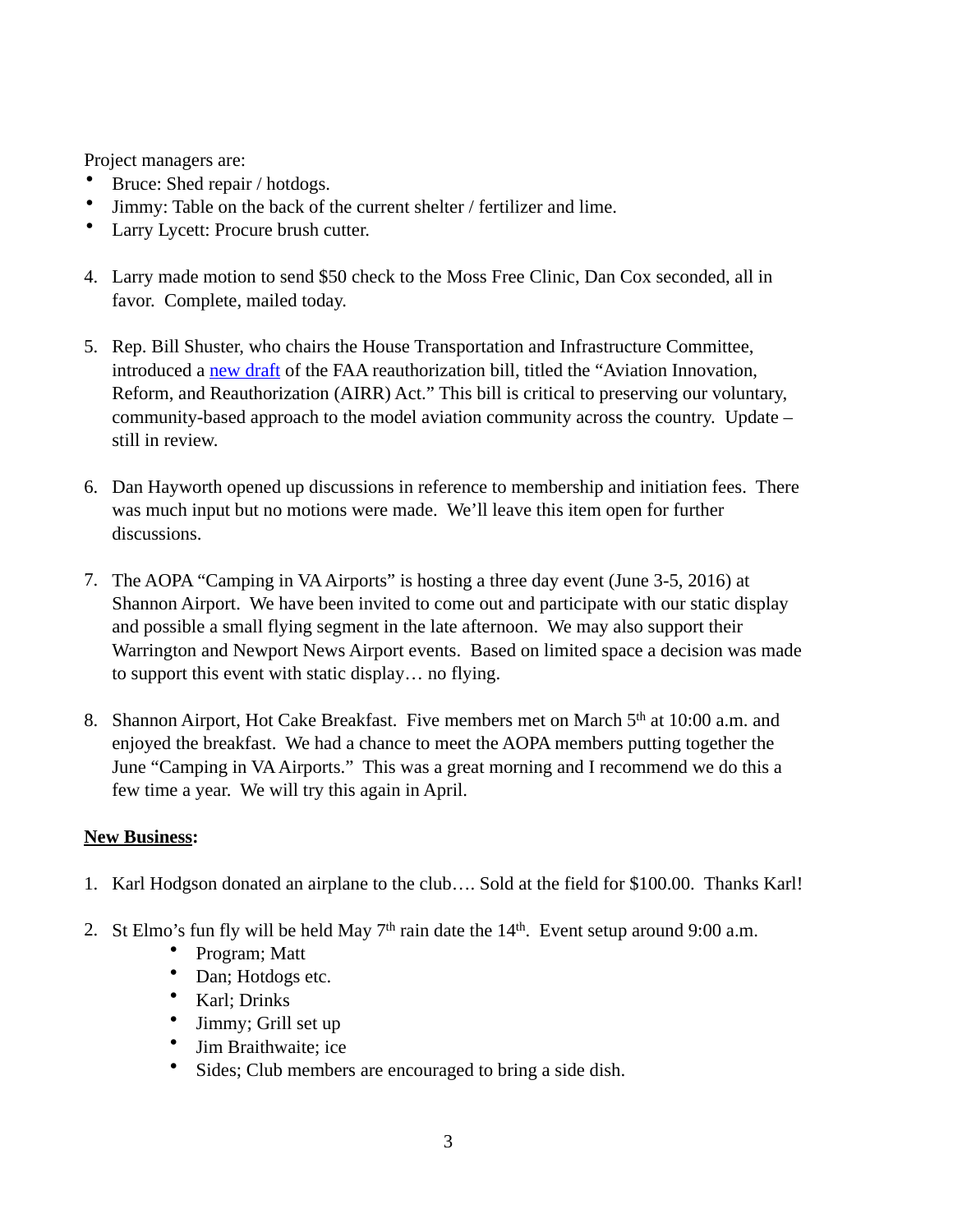Project managers are:

- Bruce: Shed repair / hotdogs.
- Jimmy: Table on the back of the current shelter / fertilizer and lime.
- Larry Lycett: Procure brush cutter.

4. Larry made motion to send $50 check to the Moss Free Clinic, Dan Cox seconded, all in favor. Complete, mailed today.

5. Rep. Bill Shuster, who chairs the House Transportation and Infrastructure Committee, introduced a new draft of the FAA reauthorization bill, titled the "Aviation Innovation, Reform, and Reauthorization (AIRR) Act." This bill is critical to preserving our voluntary, community-based approach to the model aviation community across the country. Update – still in review.

6. Dan Hayworth opened up discussions in reference to membership and initiation fees. There was much input but no motions were made. We'll leave this item open for further discussions.

7. The AOPA "Camping in VA Airports" is hosting a three day event (June 3-5, 2016) at Shannon Airport. We have been invited to come out and participate with our static display and possible a small flying segment in the late afternoon. We may also support their Warrington and Newport News Airport events. Based on limited space a decision was made to support this event with static display… no flying.

8. Shannon Airport, Hot Cake Breakfast. Five members met on March 5th at 10:00 a.m. and enjoyed the breakfast. We had a chance to meet the AOPA members putting together the June "Camping in VA Airports." This was a great morning and I recommend we do this a few time a year. We will try this again in April.

**New Business:**

1. Karl Hodgson donated an airplane to the club…. Sold at the field for $100.00. Thanks Karl!

2. St Elmo's fun fly will be held May 7th rain date the 14th. Event setup around 9:00 a.m.
    - Program; Matt
    - Dan; Hotdogs etc.
    - Karl; Drinks
    - Jimmy; Grill set up
    - Jim Braithwaite; ice
    - Sides; Club members are encouraged to bring a side dish.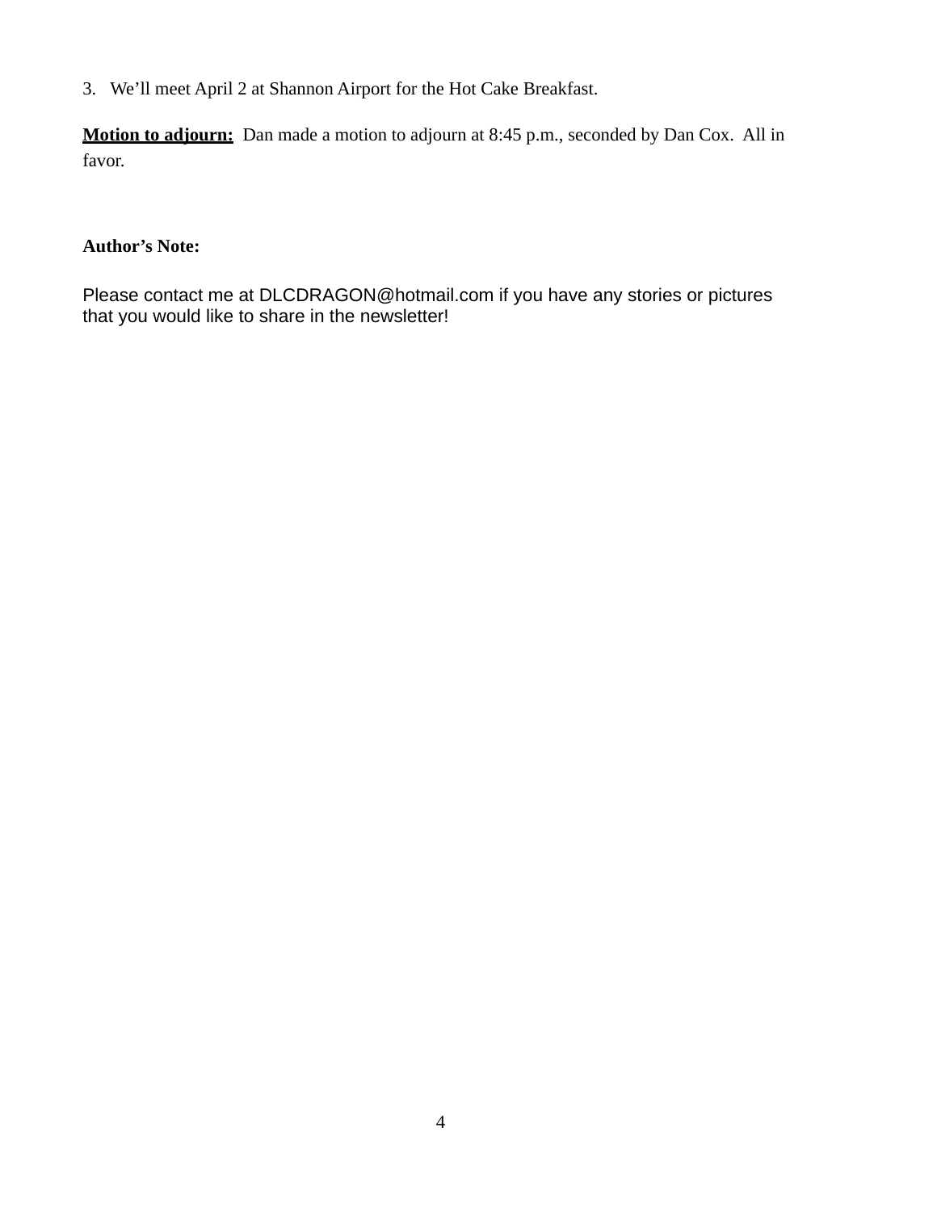3. We'll meet April 2 at Shannon Airport for the Hot Cake Breakfast.

**Motion to adjourn:** Dan made a motion to adjourn at 8:45 p.m., seconded by Dan Cox. All in favor.

**Author's Note:**

Please contact me at DLCDRAGON@hotmail.com if you have any stories or pictures that you would like to share in the newsletter!